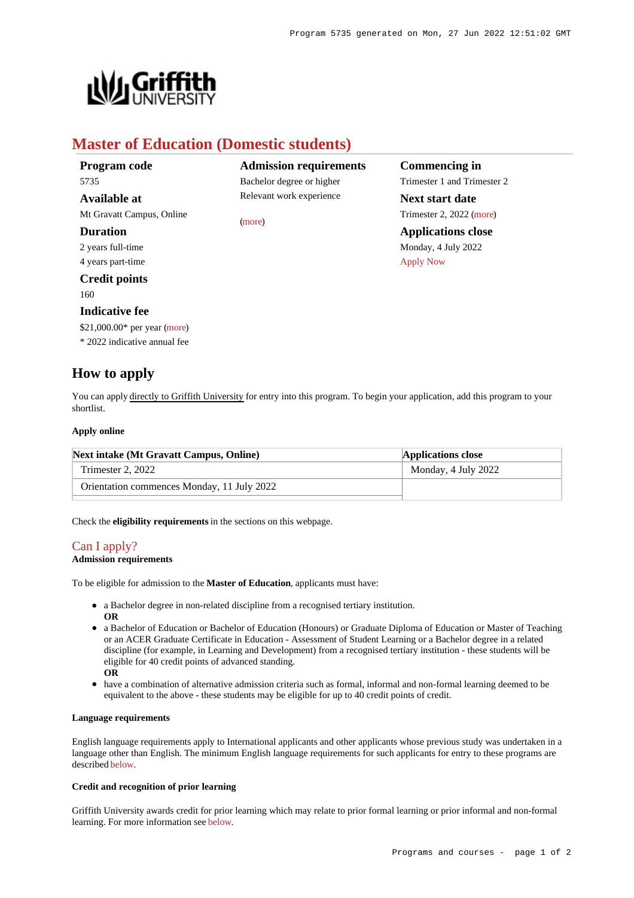# Master of Education (Domestic students)

**Program code**
5735

**Available at**
Mt Gravatt Campus, Online

**Duration**
2 years full-time
4 years part-time

**Credit points**
160

**Indicative fee**
$21,000.00* per year (more)
* 2022 indicative annual fee

**Admission requirements**
Bachelor degree or higher
Relevant work experience

(more)

**Commencing in**
Trimester 1 and Trimester 2

**Next start date**
Trimester 2, 2022 (more)

**Applications close**
Monday, 4 July 2022
Apply Now

## How to apply

You can apply directly to Griffith University for entry into this program. To begin your application, add this program to your shortlist.

#### Apply online

| Next intake (Mt Gravatt Campus, Online) | Applications close |
|---|---|
| Trimester 2, 2022 | Monday, 4 July 2022 |
| Orientation commences Monday, 11 July 2022 | |

Check the **eligibility requirements** in the sections on this webpage.

### Can I apply?

#### Admission requirements

To be eligible for admission to the **Master of Education**, applicants must have:

- a Bachelor degree in non-related discipline from a recognised tertiary institution.
  **OR**
- a Bachelor of Education or Bachelor of Education (Honours) or Graduate Diploma of Education or Master of Teaching or an ACER Graduate Certificate in Education - Assessment of Student Learning or a Bachelor degree in a related discipline (for example, in Learning and Development) from a recognised tertiary institution - these students will be eligible for 40 credit points of advanced standing.
  **OR**
- have a combination of alternative admission criteria such as formal, informal and non-formal learning deemed to be equivalent to the above - these students may be eligible for up to 40 credit points of credit.

#### Language requirements

English language requirements apply to International applicants and other applicants whose previous study was undertaken in a language other than English. The minimum English language requirements for such applicants for entry to these programs are described below.

#### Credit and recognition of prior learning

Griffith University awards credit for prior learning which may relate to prior formal learning or prior informal and non-formal learning. For more information see below.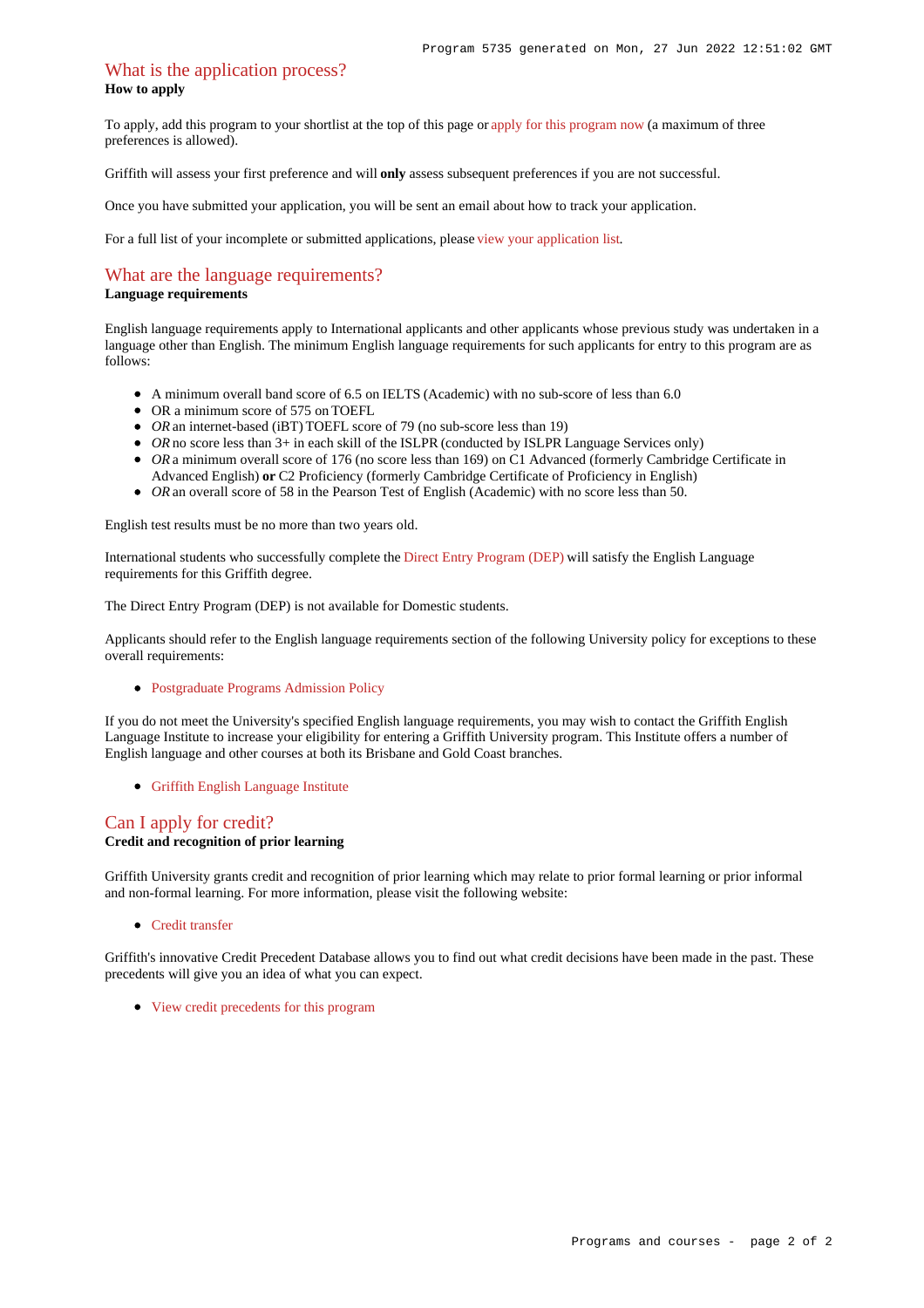## What is the application process?

**How to apply**

To apply, add this program to your shortlist at the top of this page or apply for this program now (a maximum of three preferences is allowed).

Griffith will assess your first preference and will **only** assess subsequent preferences if you are not successful.

Once you have submitted your application, you will be sent an email about how to track your application.

For a full list of your incomplete or submitted applications, please view your application list.

## What are the language requirements?

**Language requirements**

English language requirements apply to International applicants and other applicants whose previous study was undertaken in a language other than English. The minimum English language requirements for such applicants for entry to this program are as follows:

- A minimum overall band score of 6.5 on IELTS (Academic) with no sub-score of less than 6.0
- OR a minimum score of 575 on TOEFL
- *OR* an internet-based (iBT) TOEFL score of 79 (no sub-score less than 19)
- *OR* no score less than 3+ in each skill of the ISLPR (conducted by ISLPR Language Services only)
- *OR* a minimum overall score of 176 (no score less than 169) on C1 Advanced (formerly Cambridge Certificate in Advanced English) **or** C2 Proficiency (formerly Cambridge Certificate of Proficiency in English)
- *OR* an overall score of 58 in the Pearson Test of English (Academic) with no score less than 50.

English test results must be no more than two years old.

International students who successfully complete the Direct Entry Program (DEP) will satisfy the English Language requirements for this Griffith degree.

The Direct Entry Program (DEP) is not available for Domestic students.

Applicants should refer to the English language requirements section of the following University policy for exceptions to these overall requirements:

- Postgraduate Programs Admission Policy

If you do not meet the University's specified English language requirements, you may wish to contact the Griffith English Language Institute to increase your eligibility for entering a Griffith University program. This Institute offers a number of English language and other courses at both its Brisbane and Gold Coast branches.

- Griffith English Language Institute

## Can I apply for credit?

**Credit and recognition of prior learning**

Griffith University grants credit and recognition of prior learning which may relate to prior formal learning or prior informal and non-formal learning. For more information, please visit the following website:

- Credit transfer

Griffith's innovative Credit Precedent Database allows you to find out what credit decisions have been made in the past. These precedents will give you an idea of what you can expect.

- View credit precedents for this program